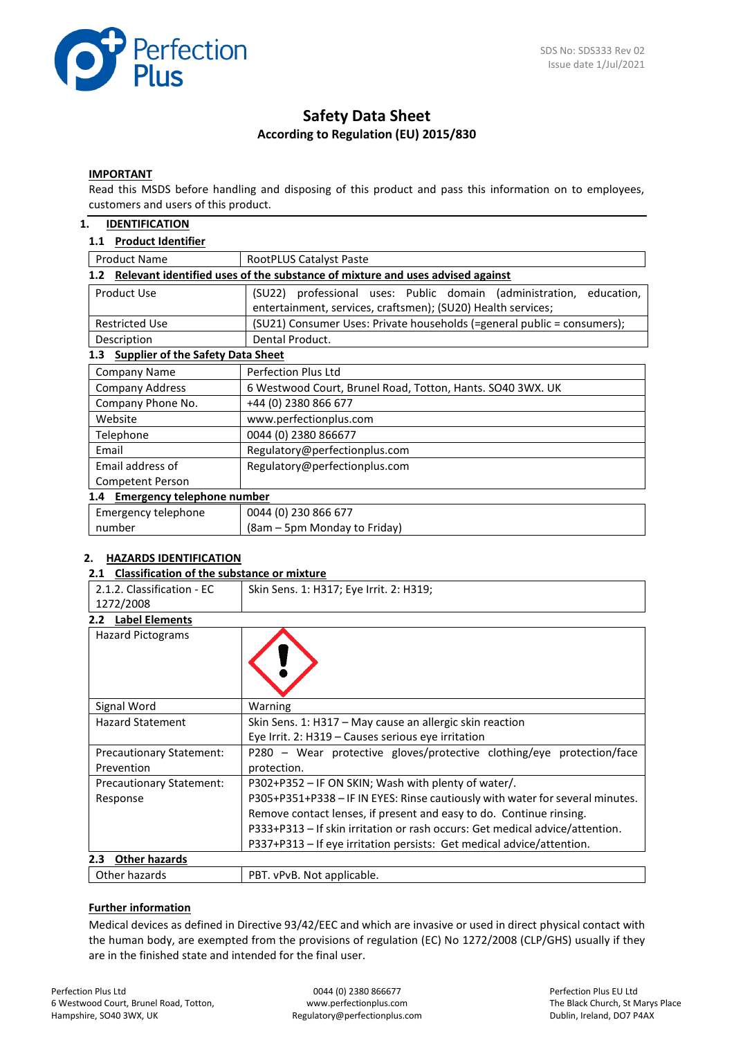SDS No: SDS333 Rev 02
Issue date 1/Jul/2021

# Safety Data Sheet

**According to Regulation (EU) 2015/830**

**IMPORTANT**

Read this MSDS before handling and disposing of this product and pass this information on to employees, customers and users of this product.

## 1. IDENTIFICATION

### 1.1 Product Identifier

| Product Name | RootPLUS Catalyst Paste |
|---|---|

### 1.2 Relevant identified uses of the substance of mixture and uses advised against

| Product Use | (SU22) professional uses: Public domain (administration, education, entertainment, services, craftsmen); (SU20) Health services; |
|---|---|
| Restricted Use | (SU21) Consumer Uses: Private households (=general public = consumers); |
| Description | Dental Product. |

### 1.3 Supplier of the Safety Data Sheet

| Company Name | Perfection Plus Ltd |
|---|---|
| Company Address | 6 Westwood Court, Brunel Road, Totton, Hants. SO40 3WX. UK |
| Company Phone No. | +44 (0) 2380 866 677 |
| Website | www.perfectionplus.com |
| Telephone | 0044 (0) 2380 866677 |
| Email | Regulatory@perfectionplus.com |
| Email address of Competent Person | Regulatory@perfectionplus.com |

### 1.4 Emergency telephone number

| Emergency telephone number | 0044 (0) 230 866 677 (8am – 5pm Monday to Friday) |
|---|---|

## 2. HAZARDS IDENTIFICATION

### 2.1 Classification of the substance or mixture

| 2.1.2. Classification - EC 1272/2008 | Skin Sens. 1: H317; Eye Irrit. 2: H319; |
|---|---|

### 2.2 Label Elements

| Hazard Pictograms | |
|---|---|
| Signal Word | Warning |
| Hazard Statement | Skin Sens. 1: H317 – May cause an allergic skin reaction<br>Eye Irrit. 2: H319 – Causes serious eye irritation |
| Precautionary Statement: Prevention | P280 – Wear protective gloves/protective clothing/eye protection/face protection. |
| Precautionary Statement: Response | P302+P352 – IF ON SKIN; Wash with plenty of water/.<br>P305+P351+P338 – IF IN EYES: Rinse cautiously with water for several minutes. Remove contact lenses, if present and easy to do. Continue rinsing.<br>P333+P313 – If skin irritation or rash occurs: Get medical advice/attention.<br>P337+P313 – If eye irritation persists: Get medical advice/attention. |

### 2.3 Other hazards

| Other hazards | PBT. vPvB. Not applicable. |
|---|---|

**Further information**

Medical devices as defined in Directive 93/42/EEC and which are invasive or used in direct physical contact with the human body, are exempted from the provisions of regulation (EC) No 1272/2008 (CLP/GHS) usually if they are in the finished state and intended for the final user.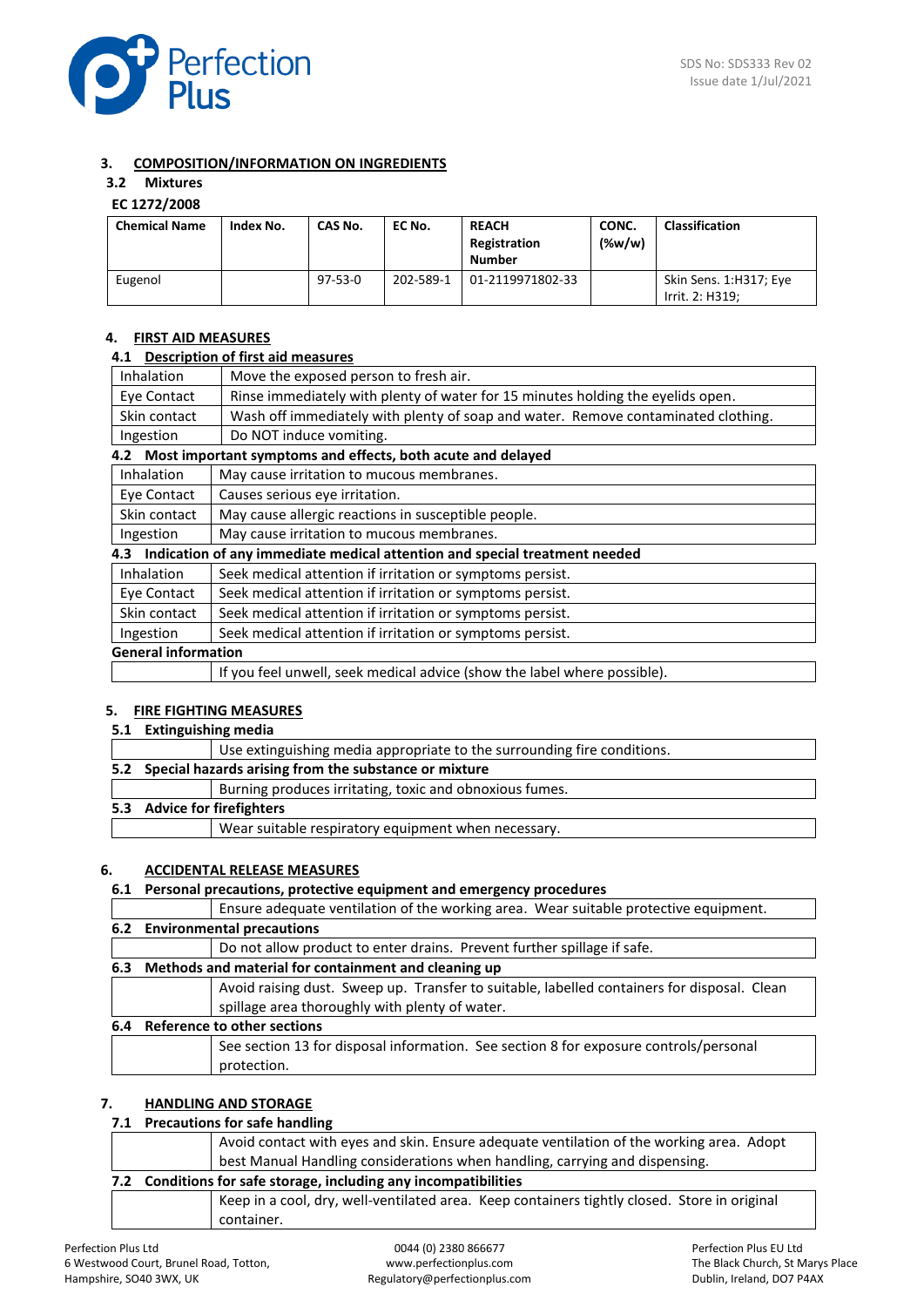## 3. COMPOSITION/INFORMATION ON INGREDIENTS

### 3.2 Mixtures

**EC 1272/2008**

| Chemical Name | Index No. | CAS No. | EC No. | REACH Registration Number | CONC. (%w/w) | Classification |
|---|---|---|---|---|---|---|
| Eugenol | | 97-53-0 | 202-589-1 | 01-2119971802-33 | | Skin Sens. 1:H317; Eye Irrit. 2: H319; |

## 4. FIRST AID MEASURES

### 4.1 Description of first aid measures

| | |
|---|---|
| Inhalation | Move the exposed person to fresh air. |
| Eye Contact | Rinse immediately with plenty of water for 15 minutes holding the eyelids open. |
| Skin contact | Wash off immediately with plenty of soap and water. Remove contaminated clothing. |
| Ingestion | Do NOT induce vomiting. |

### 4.2 Most important symptoms and effects, both acute and delayed

| | |
|---|---|
| Inhalation | May cause irritation to mucous membranes. |
| Eye Contact | Causes serious eye irritation. |
| Skin contact | May cause allergic reactions in susceptible people. |
| Ingestion | May cause irritation to mucous membranes. |

### 4.3 Indication of any immediate medical attention and special treatment needed

| | |
|---|---|
| Inhalation | Seek medical attention if irritation or symptoms persist. |
| Eye Contact | Seek medical attention if irritation or symptoms persist. |
| Skin contact | Seek medical attention if irritation or symptoms persist. |
| Ingestion | Seek medical attention if irritation or symptoms persist. |

**General information**

If you feel unwell, seek medical advice (show the label where possible).

## 5. FIRE FIGHTING MEASURES

### 5.1 Extinguishing media

Use extinguishing media appropriate to the surrounding fire conditions.

### 5.2 Special hazards arising from the substance or mixture

Burning produces irritating, toxic and obnoxious fumes.

### 5.3 Advice for firefighters

Wear suitable respiratory equipment when necessary.

## 6. ACCIDENTAL RELEASE MEASURES

### 6.1 Personal precautions, protective equipment and emergency procedures

Ensure adequate ventilation of the working area. Wear suitable protective equipment.

### 6.2 Environmental precautions

Do not allow product to enter drains. Prevent further spillage if safe.

### 6.3 Methods and material for containment and cleaning up

Avoid raising dust. Sweep up. Transfer to suitable, labelled containers for disposal. Clean spillage area thoroughly with plenty of water.

### 6.4 Reference to other sections

See section 13 for disposal information. See section 8 for exposure controls/personal protection.

## 7. HANDLING AND STORAGE

### 7.1 Precautions for safe handling

Avoid contact with eyes and skin. Ensure adequate ventilation of the working area. Adopt best Manual Handling considerations when handling, carrying and dispensing.

### 7.2 Conditions for safe storage, including any incompatibilities

Keep in a cool, dry, well-ventilated area. Keep containers tightly closed. Store in original container.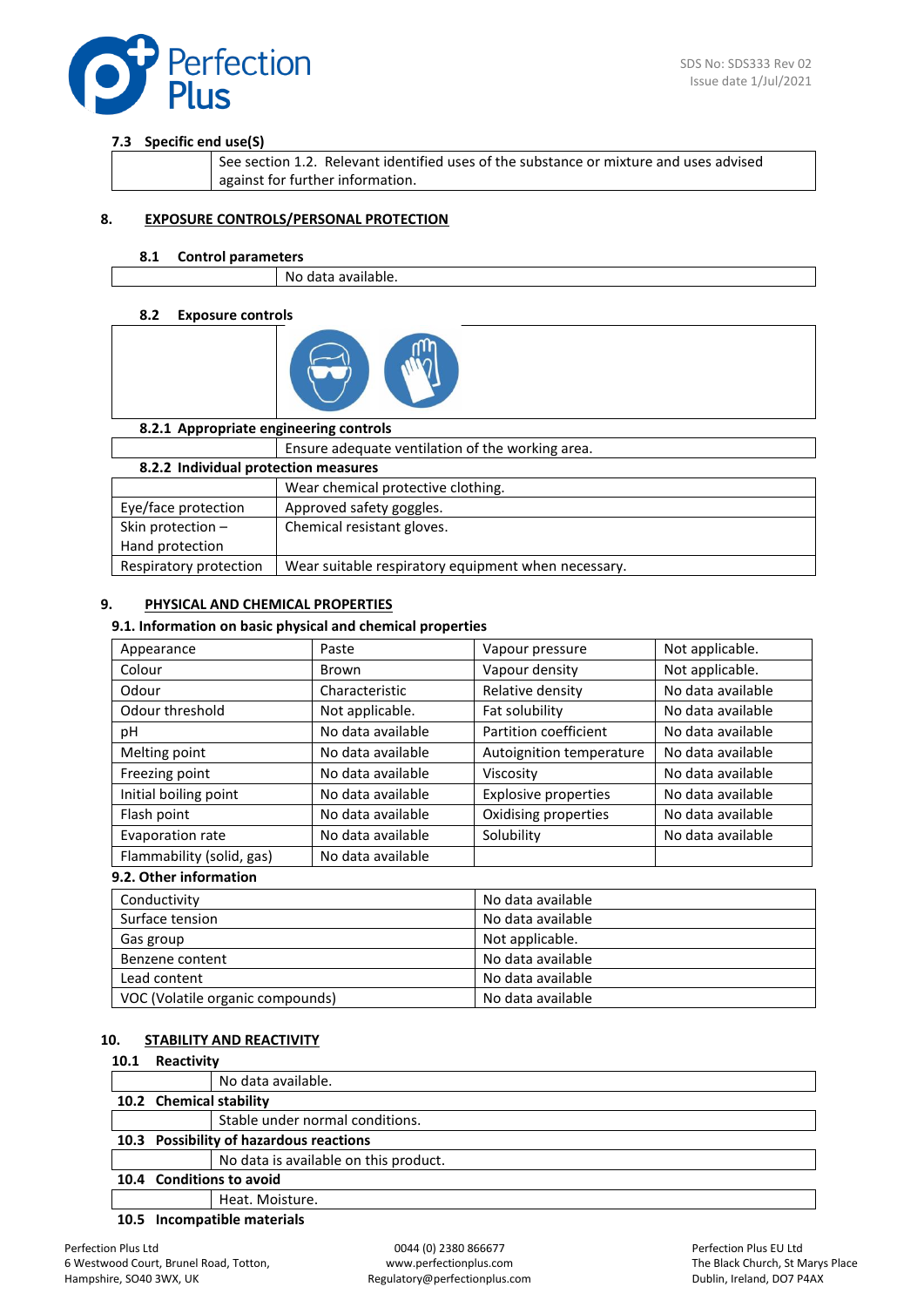### 7.3 Specific end use(S)

| | |
|---|---|
| | See section 1.2. Relevant identified uses of the substance or mixture and uses advised against for further information. |

## 8. EXPOSURE CONTROLS/PERSONAL PROTECTION

### 8.1 Control parameters

| | |
|---|---|
| | No data available. |

### 8.2 Exposure controls

#### 8.2.1 Appropriate engineering controls

| | |
|---|---|
| | Ensure adequate ventilation of the working area. |

#### 8.2.2 Individual protection measures

| | |
|---|---|
| | Wear chemical protective clothing. |
| Eye/face protection | Approved safety goggles. |
| Skin protection – Hand protection | Chemical resistant gloves. |
| Respiratory protection | Wear suitable respiratory equipment when necessary. |

## 9. PHYSICAL AND CHEMICAL PROPERTIES

### 9.1. Information on basic physical and chemical properties

| | | | |
|---|---|---|---|
| Appearance | Paste | Vapour pressure | Not applicable. |
| Colour | Brown | Vapour density | Not applicable. |
| Odour | Characteristic | Relative density | No data available |
| Odour threshold | Not applicable. | Fat solubility | No data available |
| pH | No data available | Partition coefficient | No data available |
| Melting point | No data available | Autoignition temperature | No data available |
| Freezing point | No data available | Viscosity | No data available |
| Initial boiling point | No data available | Explosive properties | No data available |
| Flash point | No data available | Oxidising properties | No data available |
| Evaporation rate | No data available | Solubility | No data available |
| Flammability (solid, gas) | No data available | | |

### 9.2. Other information

| | |
|---|---|
| Conductivity | No data available |
| Surface tension | No data available |
| Gas group | Not applicable. |
| Benzene content | No data available |
| Lead content | No data available |
| VOC (Volatile organic compounds) | No data available |

## 10. STABILITY AND REACTIVITY

### 10.1 Reactivity

| | |
|---|---|
| | No data available. |

### 10.2 Chemical stability

| | |
|---|---|
| | Stable under normal conditions. |

### 10.3 Possibility of hazardous reactions

| | |
|---|---|
| | No data is available on this product. |

### 10.4 Conditions to avoid

| | |
|---|---|
| | Heat. Moisture. |

### 10.5 Incompatible materials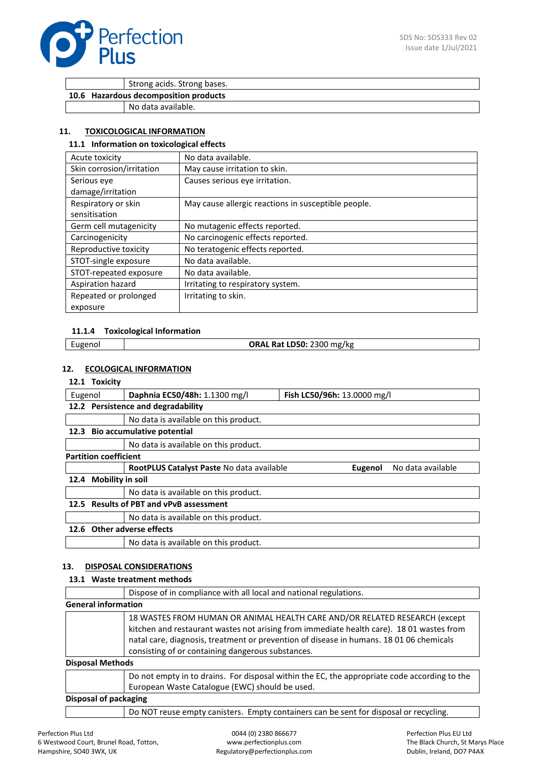| | Strong acids. Strong bases. |
|---|---|

**10.6 Hazardous decomposition products**

| | No data available. |
|---|---|

## 11. TOXICOLOGICAL INFORMATION

### 11.1 Information on toxicological effects

| | |
|---|---|
| Acute toxicity | No data available. |
| Skin corrosion/irritation | May cause irritation to skin. |
| Serious eye damage/irritation | Causes serious eye irritation. |
| Respiratory or skin sensitisation | May cause allergic reactions in susceptible people. |
| Germ cell mutagenicity | No mutagenic effects reported. |
| Carcinogenicity | No carcinogenic effects reported. |
| Reproductive toxicity | No teratogenic effects reported. |
| STOT-single exposure | No data available. |
| STOT-repeated exposure | No data available. |
| Aspiration hazard | Irritating to respiratory system. |
| Repeated or prolonged exposure | Irritating to skin. |

#### 11.1.4 Toxicological Information

| | |
|---|---|
| Eugenol | **ORAL Rat LD50:** 2300 mg/kg |

## 12. ECOLOGICAL INFORMATION

### 12.1 Toxicity

| | | |
|---|---|---|
| Eugenol | **Daphnia EC50/48h:** 1.1300 mg/l | **Fish LC50/96h:** 13.0000 mg/l |

### 12.2 Persistence and degradability

| | No data is available on this product. |
|---|---|

### 12.3 Bio accumulative potential

| | No data is available on this product. |
|---|---|

**Partition coefficient**

| | | | |
|---|---|---|---|
| | **RootPLUS Catalyst Paste** No data available | **Eugenol** | No data available |

### 12.4 Mobility in soil

| | No data is available on this product. |
|---|---|

### 12.5 Results of PBT and vPvB assessment

| | No data is available on this product. |
|---|---|

### 12.6 Other adverse effects

| | No data is available on this product. |
|---|---|

## 13. DISPOSAL CONSIDERATIONS

### 13.1 Waste treatment methods

| | Dispose of in compliance with all local and national regulations. |
|---|---|

**General information**

| | 18 WASTES FROM HUMAN OR ANIMAL HEALTH CARE AND/OR RELATED RESEARCH (except kitchen and restaurant wastes not arising from immediate health care). 18 01 wastes from natal care, diagnosis, treatment or prevention of disease in humans. 18 01 06 chemicals consisting of or containing dangerous substances. |
|---|---|

**Disposal Methods**

| | Do not empty in to drains. For disposal within the EC, the appropriate code according to the European Waste Catalogue (EWC) should be used. |
|---|---|

**Disposal of packaging**

| | Do NOT reuse empty canisters. Empty containers can be sent for disposal or recycling. |
|---|---|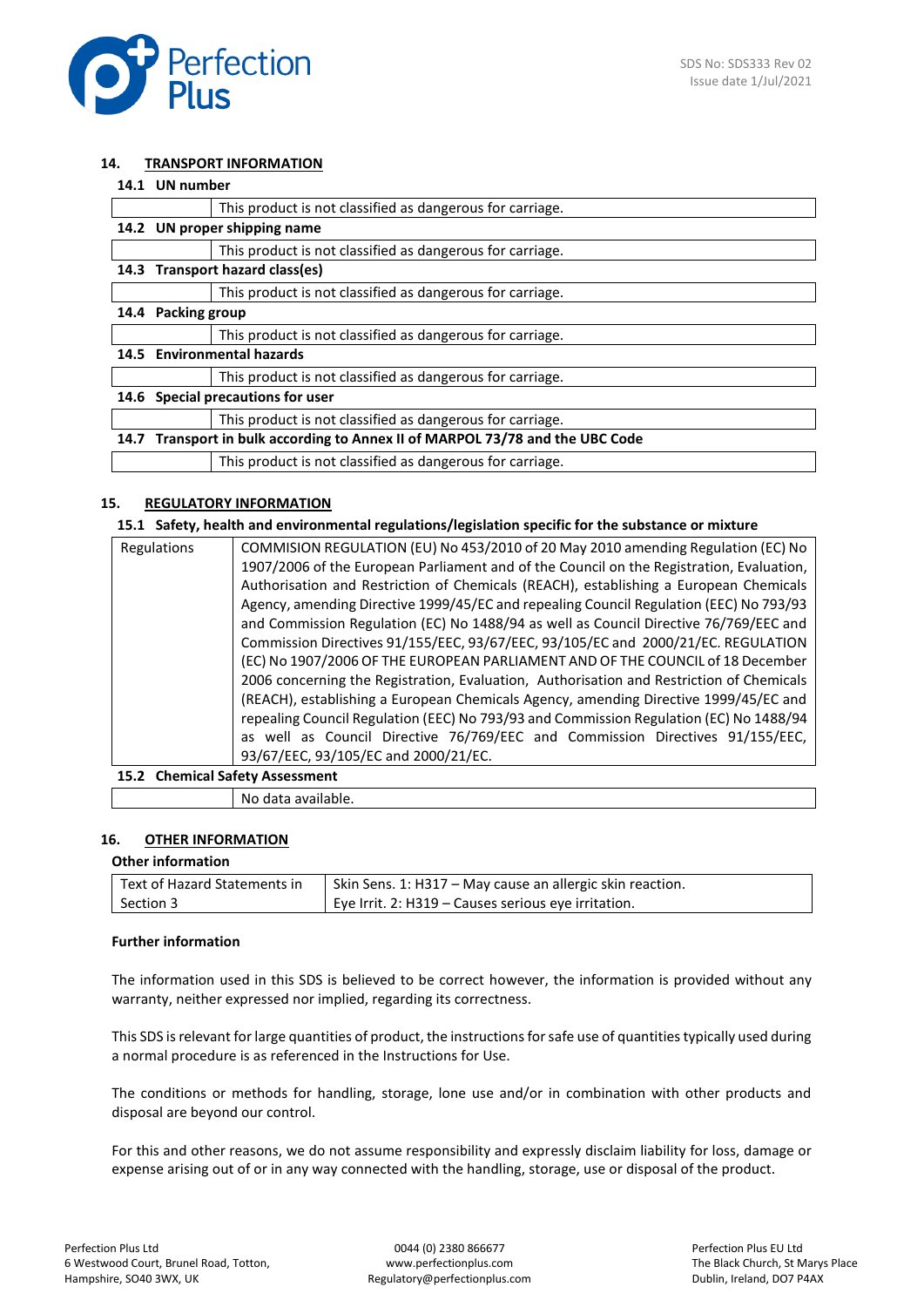## 14. TRANSPORT INFORMATION

### 14.1 UN number

| | |
|---|---|
| | This product is not classified as dangerous for carriage. |

### 14.2 UN proper shipping name

| | |
|---|---|
| | This product is not classified as dangerous for carriage. |

### 14.3 Transport hazard class(es)

| | |
|---|---|
| | This product is not classified as dangerous for carriage. |

### 14.4 Packing group

| | |
|---|---|
| | This product is not classified as dangerous for carriage. |

### 14.5 Environmental hazards

| | |
|---|---|
| | This product is not classified as dangerous for carriage. |

### 14.6 Special precautions for user

| | |
|---|---|
| | This product is not classified as dangerous for carriage. |

### 14.7 Transport in bulk according to Annex II of MARPOL 73/78 and the UBC Code

| | |
|---|---|
| | This product is not classified as dangerous for carriage. |

## 15. REGULATORY INFORMATION

### 15.1 Safety, health and environmental regulations/legislation specific for the substance or mixture

| | |
|---|---|
| Regulations | COMMISION REGULATION (EU) No 453/2010 of 20 May 2010 amending Regulation (EC) No 1907/2006 of the European Parliament and of the Council on the Registration, Evaluation, Authorisation and Restriction of Chemicals (REACH), establishing a European Chemicals Agency, amending Directive 1999/45/EC and repealing Council Regulation (EEC) No 793/93 and Commission Regulation (EC) No 1488/94 as well as Council Directive 76/769/EEC and Commission Directives 91/155/EEC, 93/67/EEC, 93/105/EC and 2000/21/EC. REGULATION (EC) No 1907/2006 OF THE EUROPEAN PARLIAMENT AND OF THE COUNCIL of 18 December 2006 concerning the Registration, Evaluation, Authorisation and Restriction of Chemicals (REACH), establishing a European Chemicals Agency, amending Directive 1999/45/EC and repealing Council Regulation (EEC) No 793/93 and Commission Regulation (EC) No 1488/94 as well as Council Directive 76/769/EEC and Commission Directives 91/155/EEC, 93/67/EEC, 93/105/EC and 2000/21/EC. |

### 15.2 Chemical Safety Assessment

| | |
|---|---|
| | No data available. |

## 16. OTHER INFORMATION

### Other information

| | |
|---|---|
| Text of Hazard Statements in Section 3 | Skin Sens. 1: H317 – May cause an allergic skin reaction.<br>Eye Irrit. 2: H319 – Causes serious eye irritation. |

**Further information**

The information used in this SDS is believed to be correct however, the information is provided without any warranty, neither expressed nor implied, regarding its correctness.

This SDS is relevant for large quantities of product, the instructions for safe use of quantities typically used during a normal procedure is as referenced in the Instructions for Use.

The conditions or methods for handling, storage, lone use and/or in combination with other products and disposal are beyond our control.

For this and other reasons, we do not assume responsibility and expressly disclaim liability for loss, damage or expense arising out of or in any way connected with the handling, storage, use or disposal of the product.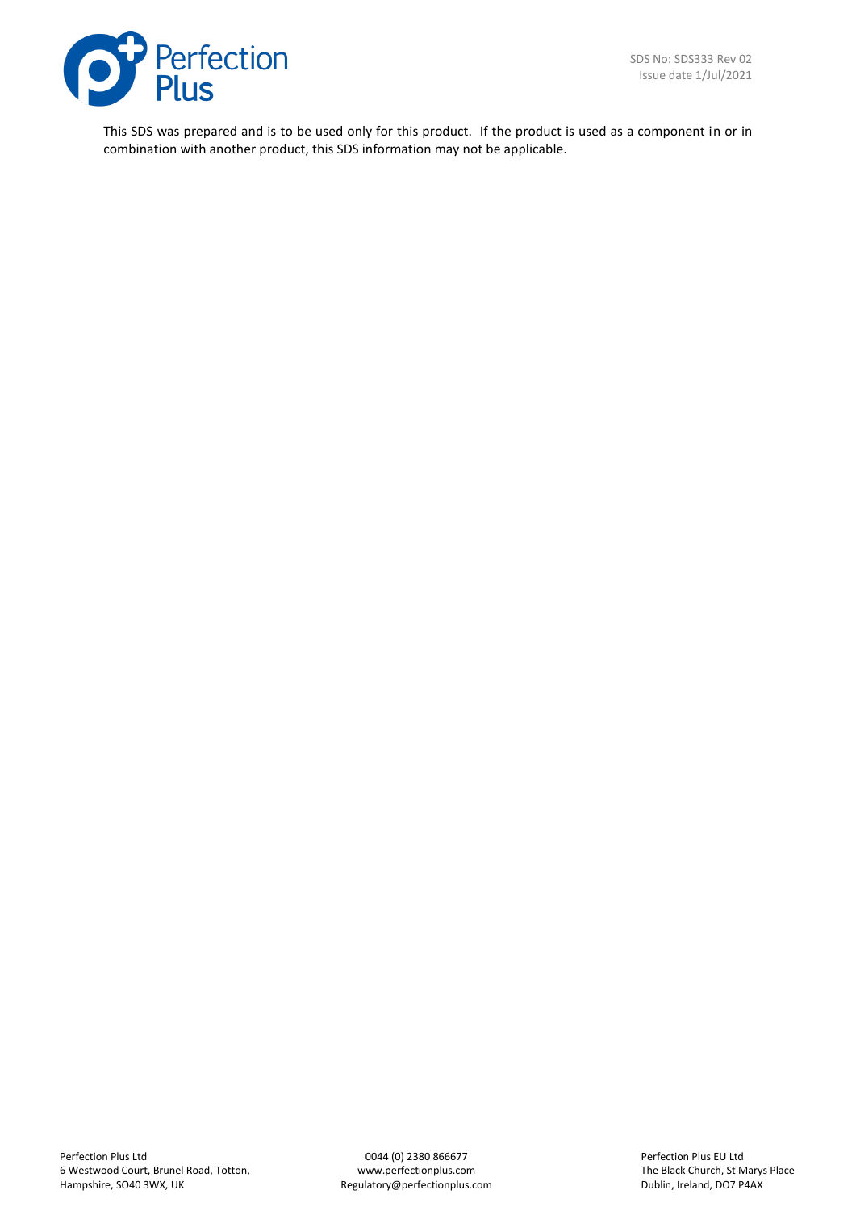This SDS was prepared and is to be used only for this product. If the product is used as a component in or in combination with another product, this SDS information may not be applicable.